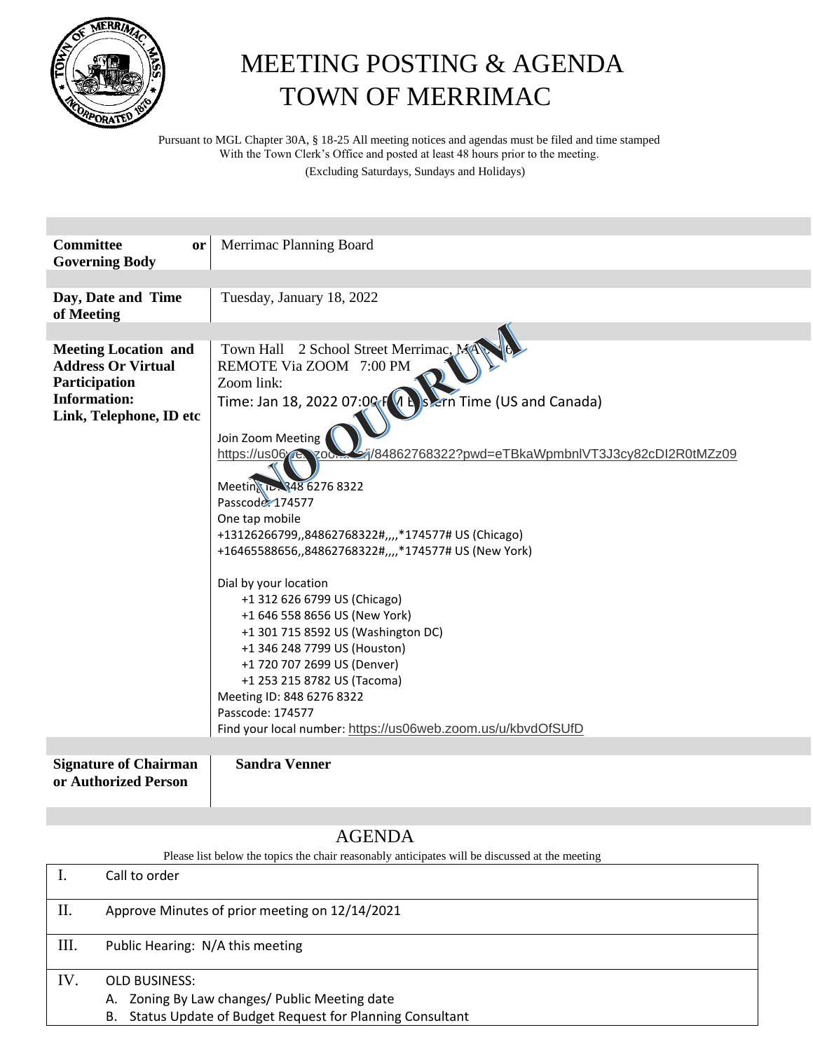# MEETING POSTING & AGENDA
# TOWN OF MERRIMAC

Pursuant to MGL Chapter 30A, § 18-25 All meeting notices and agendas must be filed and time stamped With the Town Clerk's Office and posted at least 48 hours prior to the meeting.
(Excluding Saturdays, Sundays and Holidays)

| | |
|---|---|
| **Committee or Governing Body** | Merrimac Planning Board |
| **Day, Date and Time of Meeting** | Tuesday, January 18, 2022 |
| **Meeting Location and Address Or Virtual Participation Information: Link, Telephone, ID etc** | Town Hall 2 School Street Merrimac, MA 01860<br>REMOTE Via ZOOM 7:00 PM<br>Zoom link:<br>Time: Jan 18, 2022 07:00 PM Eastern Time (US and Canada)<br><br>Join Zoom Meeting<br>https://us06web.zoom.us/j/84862768322?pwd=eTBkaWpmbnlVT3J3cy82cDI2R0tMZz09<br><br>Meeting ID: 848 6276 8322<br>Passcode: 174577<br>One tap mobile<br>+13126266799,,84862768322#,,,,*174577# US (Chicago)<br>+16465588656,,84862768322#,,,,*174577# US (New York)<br><br>Dial by your location<br>+1 312 626 6799 US (Chicago)<br>+1 646 558 8656 US (New York)<br>+1 301 715 8592 US (Washington DC)<br>+1 346 248 7799 US (Houston)<br>+1 720 707 2699 US (Denver)<br>+1 253 215 8782 US (Tacoma)<br>Meeting ID: 848 6276 8322<br>Passcode: 174577<br>Find your local number: https://us06web.zoom.us/u/kbvdOfSUfD |
| **Signature of Chairman or Authorized Person** | **Sandra Venner** |

NO QUORUM

## AGENDA

Please list below the topics the chair reasonably anticipates will be discussed at the meeting

| | |
|---|---|
| I. | Call to order |
| II. | Approve Minutes of prior meeting on 12/14/2021 |
| III. | Public Hearing: N/A this meeting |
| IV. | OLD BUSINESS:<br>A. Zoning By Law changes/ Public Meeting date<br>B. Status Update of Budget Request for Planning Consultant |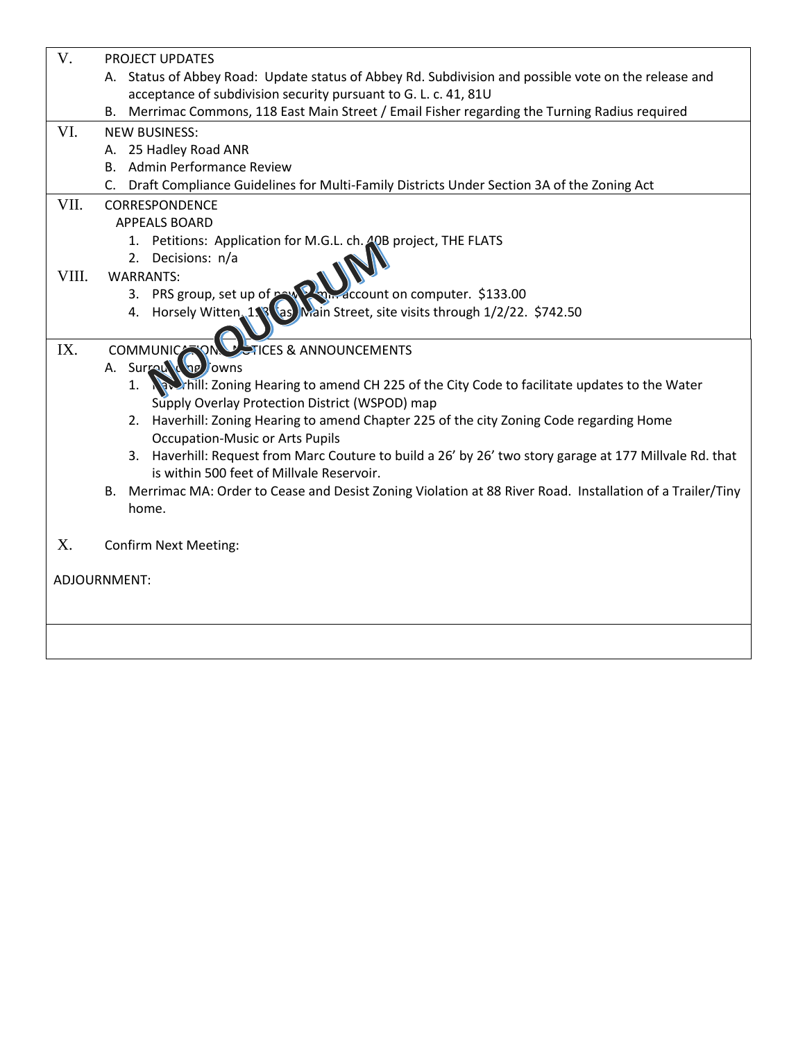NO QUORUM

## V. PROJECT UPDATES

A. Status of Abbey Road: Update status of Abbey Rd. Subdivision and possible vote on the release and acceptance of subdivision security pursuant to G. L. c. 41, 81U

B. Merrimac Commons, 118 East Main Street / Email Fisher regarding the Turning Radius required

## VI. NEW BUSINESS:

A. 25 Hadley Road ANR

B. Admin Performance Review

C. Draft Compliance Guidelines for Multi-Family Districts Under Section 3A of the Zoning Act

## VII. CORRESPONDENCE

APPEALS BOARD

1. Petitions: Application for M.G.L. ch. 40B project, THE FLATS
2. Decisions: n/a

## VIII. WARRANTS:

3. PRS group, set up of new admin account on computer. $133.00
4. Horsely Witten, 118 East Main Street, site visits through 1/2/22. $742.50

## IX. COMMUNICATIONS, NOTICES & ANNOUNCEMENTS

A. Surrounding Towns

1. Haverhill: Zoning Hearing to amend CH 225 of the City Code to facilitate updates to the Water Supply Overlay Protection District (WSPOD) map
2. Haverhill: Zoning Hearing to amend Chapter 225 of the city Zoning Code regarding Home Occupation-Music or Arts Pupils
3. Haverhill: Request from Marc Couture to build a 26' by 26' two story garage at 177 Millvale Rd. that is within 500 feet of Millvale Reservoir.

B. Merrimac MA: Order to Cease and Desist Zoning Violation at 88 River Road. Installation of a Trailer/Tiny home.

## X. Confirm Next Meeting:

ADJOURNMENT: